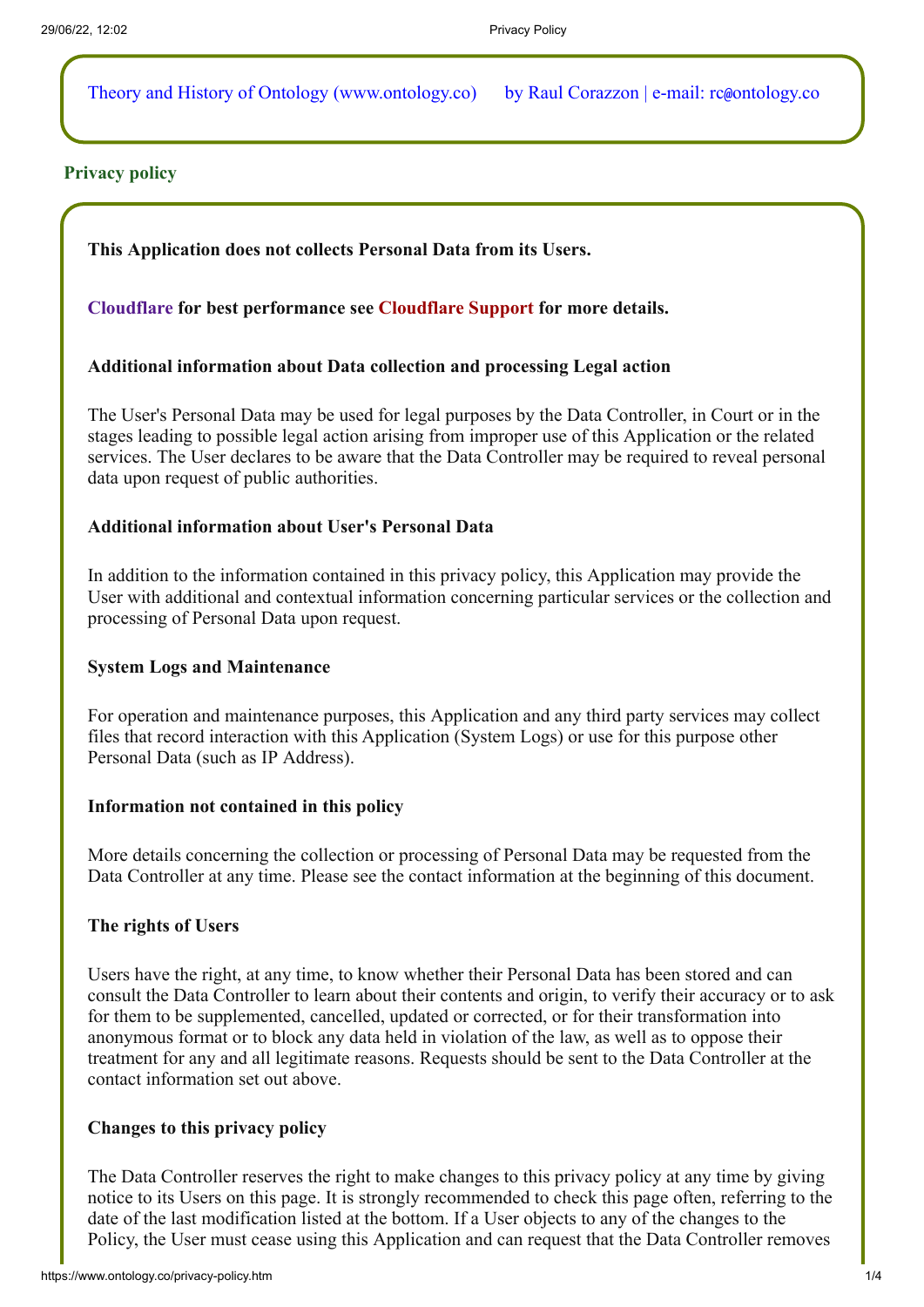Theory and History of Ontology (www.ontology.co) by Raul Corazzon | e-mail: rc@ontology.co

## Privacy policy

**This Application does not collects Personal Data from its Users.**

**Cloudflare for best performance see Cloudflare Support for more details.**

### Additional information about Data collection and processing Legal action

The User's Personal Data may be used for legal purposes by the Data Controller, in Court or in the stages leading to possible legal action arising from improper use of this Application or the related services. The User declares to be aware that the Data Controller may be required to reveal personal data upon request of public authorities.

### Additional information about User's Personal Data

In addition to the information contained in this privacy policy, this Application may provide the User with additional and contextual information concerning particular services or the collection and processing of Personal Data upon request.

### System Logs and Maintenance

For operation and maintenance purposes, this Application and any third party services may collect files that record interaction with this Application (System Logs) or use for this purpose other Personal Data (such as IP Address).

### Information not contained in this policy

More details concerning the collection or processing of Personal Data may be requested from the Data Controller at any time. Please see the contact information at the beginning of this document.

### The rights of Users

Users have the right, at any time, to know whether their Personal Data has been stored and can consult the Data Controller to learn about their contents and origin, to verify their accuracy or to ask for them to be supplemented, cancelled, updated or corrected, or for their transformation into anonymous format or to block any data held in violation of the law, as well as to oppose their treatment for any and all legitimate reasons. Requests should be sent to the Data Controller at the contact information set out above.

### Changes to this privacy policy

The Data Controller reserves the right to make changes to this privacy policy at any time by giving notice to its Users on this page. It is strongly recommended to check this page often, referring to the date of the last modification listed at the bottom. If a User objects to any of the changes to the Policy, the User must cease using this Application and can request that the Data Controller removes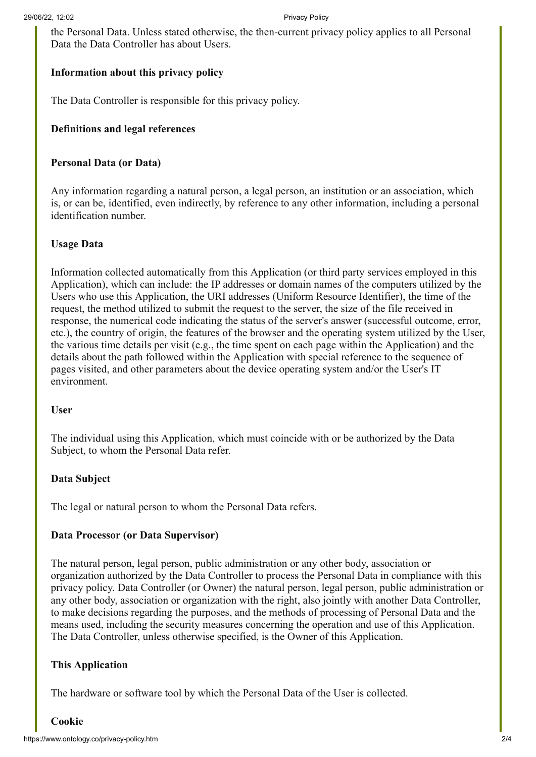the Personal Data. Unless stated otherwise, the then-current privacy policy applies to all Personal Data the Data Controller has about Users.

**Information about this privacy policy**

The Data Controller is responsible for this privacy policy.

**Definitions and legal references**

**Personal Data (or Data)**

Any information regarding a natural person, a legal person, an institution or an association, which is, or can be, identified, even indirectly, by reference to any other information, including a personal identification number.

**Usage Data**

Information collected automatically from this Application (or third party services employed in this Application), which can include: the IP addresses or domain names of the computers utilized by the Users who use this Application, the URI addresses (Uniform Resource Identifier), the time of the request, the method utilized to submit the request to the server, the size of the file received in response, the numerical code indicating the status of the server's answer (successful outcome, error, etc.), the country of origin, the features of the browser and the operating system utilized by the User, the various time details per visit (e.g., the time spent on each page within the Application) and the details about the path followed within the Application with special reference to the sequence of pages visited, and other parameters about the device operating system and/or the User's IT environment.

**User**

The individual using this Application, which must coincide with or be authorized by the Data Subject, to whom the Personal Data refer.

**Data Subject**

The legal or natural person to whom the Personal Data refers.

**Data Processor (or Data Supervisor)**

The natural person, legal person, public administration or any other body, association or organization authorized by the Data Controller to process the Personal Data in compliance with this privacy policy. Data Controller (or Owner) the natural person, legal person, public administration or any other body, association or organization with the right, also jointly with another Data Controller, to make decisions regarding the purposes, and the methods of processing of Personal Data and the means used, including the security measures concerning the operation and use of this Application. The Data Controller, unless otherwise specified, is the Owner of this Application.

**This Application**

The hardware or software tool by which the Personal Data of the User is collected.

**Cookie**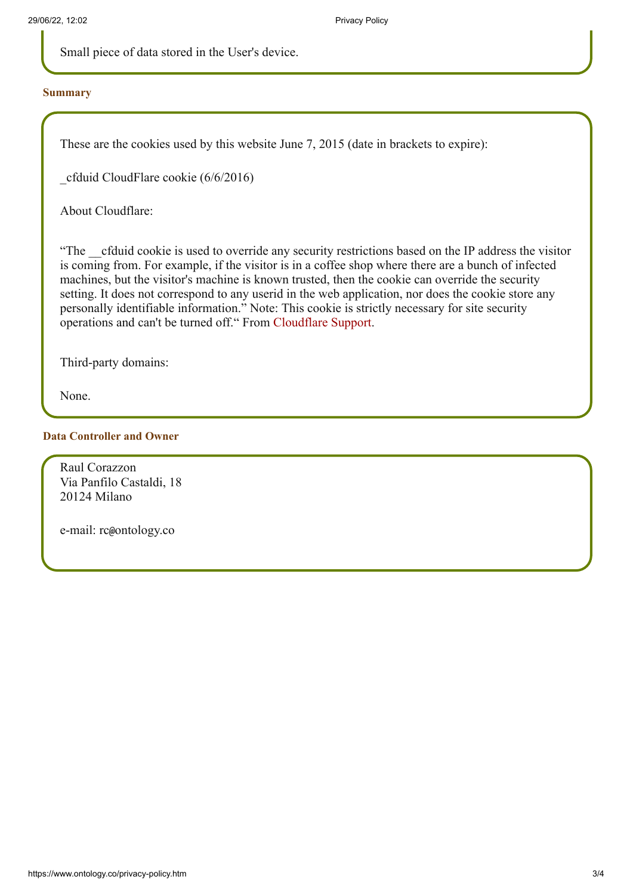Small piece of data stored in the User's device.

### Summary

These are the cookies used by this website June 7, 2015 (date in brackets to expire):

_cfduid CloudFlare cookie (6/6/2016)

About Cloudflare:

"The __cfduid cookie is used to override any security restrictions based on the IP address the visitor is coming from. For example, if the visitor is in a coffee shop where there are a bunch of infected machines, but the visitor's machine is known trusted, then the cookie can override the security setting. It does not correspond to any userid in the web application, nor does the cookie store any personally identifiable information." Note: This cookie is strictly necessary for site security operations and can't be turned off." From Cloudflare Support.

Third-party domains:

None.

### Data Controller and Owner

Raul Corazzon
Via Panfilo Castaldi, 18
20124 Milano

e-mail: rc@ontology.co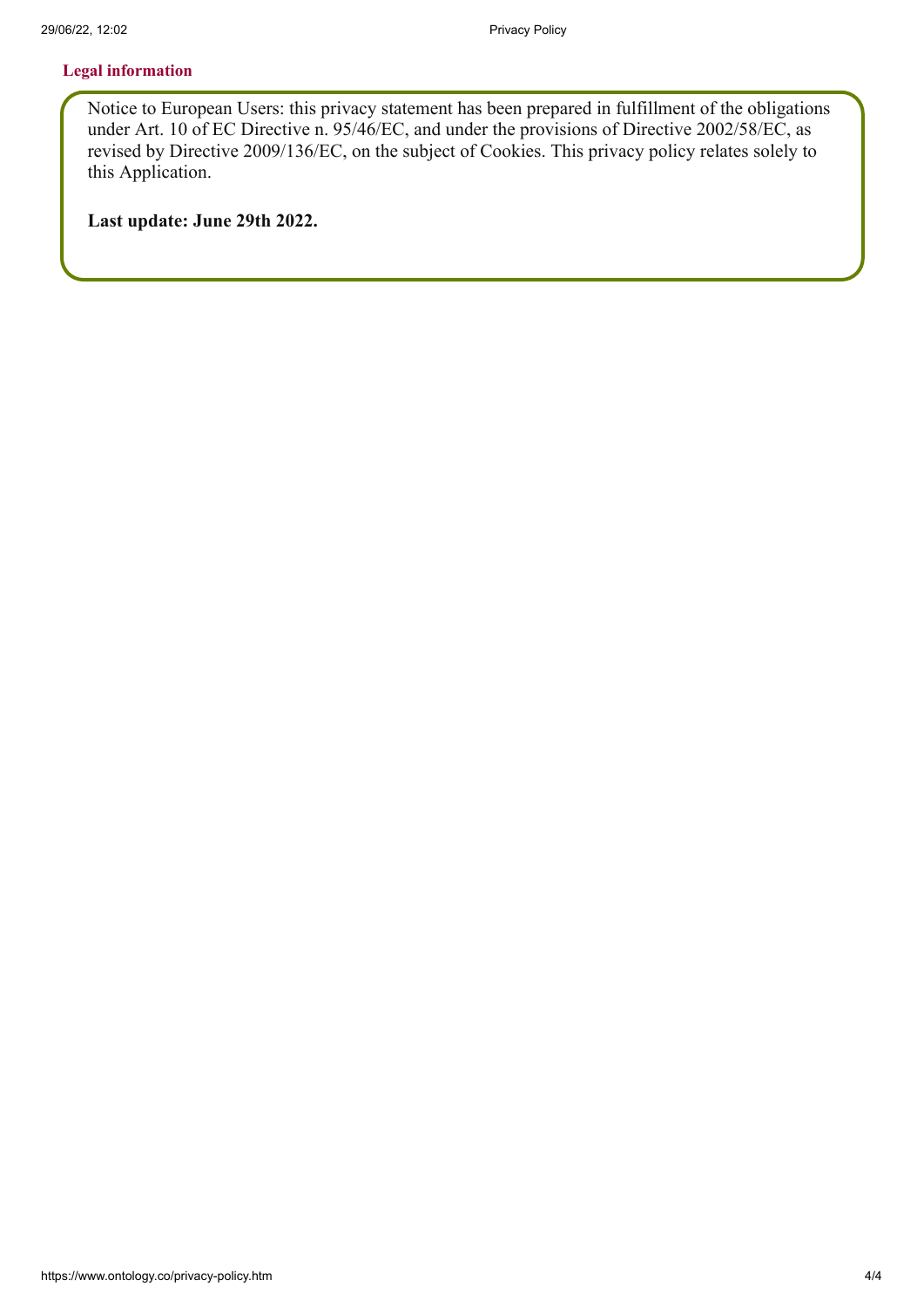### Legal information

Notice to European Users: this privacy statement has been prepared in fulfillment of the obligations under Art. 10 of EC Directive n. 95/46/EC, and under the provisions of Directive 2002/58/EC, as revised by Directive 2009/136/EC, on the subject of Cookies. This privacy policy relates solely to this Application.

**Last update: June 29th 2022.**